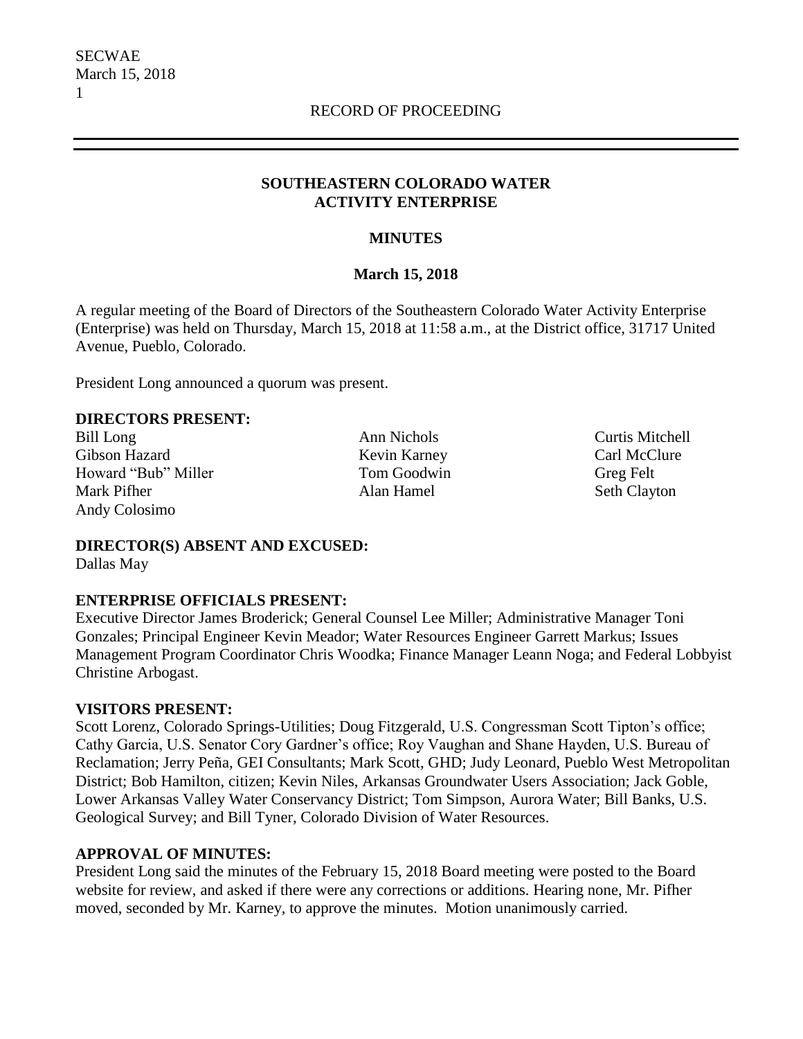RECORD OF PROCEEDING

## SOUTHEASTERN COLORADO WATER ACTIVITY ENTERPRISE

### MINUTES

### March 15, 2018

A regular meeting of the Board of Directors of the Southeastern Colorado Water Activity Enterprise (Enterprise) was held on Thursday, March 15, 2018 at 11:58 a.m., at the District office, 31717 United Avenue, Pueblo, Colorado.

President Long announced a quorum was present.

**DIRECTORS PRESENT:**

Bill Long
Gibson Hazard
Howard "Bub" Miller
Mark Pifher
Andy Colosimo
Ann Nichols
Kevin Karney
Tom Goodwin
Alan Hamel
Curtis Mitchell
Carl McClure
Greg Felt
Seth Clayton

**DIRECTOR(S) ABSENT AND EXCUSED:**

Dallas May

**ENTERPRISE OFFICIALS PRESENT:**

Executive Director James Broderick; General Counsel Lee Miller; Administrative Manager Toni Gonzales; Principal Engineer Kevin Meador; Water Resources Engineer Garrett Markus; Issues Management Program Coordinator Chris Woodka; Finance Manager Leann Noga; and Federal Lobbyist Christine Arbogast.

**VISITORS PRESENT:**

Scott Lorenz, Colorado Springs-Utilities; Doug Fitzgerald, U.S. Congressman Scott Tipton's office; Cathy Garcia, U.S. Senator Cory Gardner's office; Roy Vaughan and Shane Hayden, U.S. Bureau of Reclamation; Jerry Peña, GEI Consultants; Mark Scott, GHD; Judy Leonard, Pueblo West Metropolitan District; Bob Hamilton, citizen; Kevin Niles, Arkansas Groundwater Users Association; Jack Goble, Lower Arkansas Valley Water Conservancy District; Tom Simpson, Aurora Water; Bill Banks, U.S. Geological Survey; and Bill Tyner, Colorado Division of Water Resources.

**APPROVAL OF MINUTES:**

President Long said the minutes of the February 15, 2018 Board meeting were posted to the Board website for review, and asked if there were any corrections or additions. Hearing none, Mr. Pifher moved, seconded by Mr. Karney, to approve the minutes. Motion unanimously carried.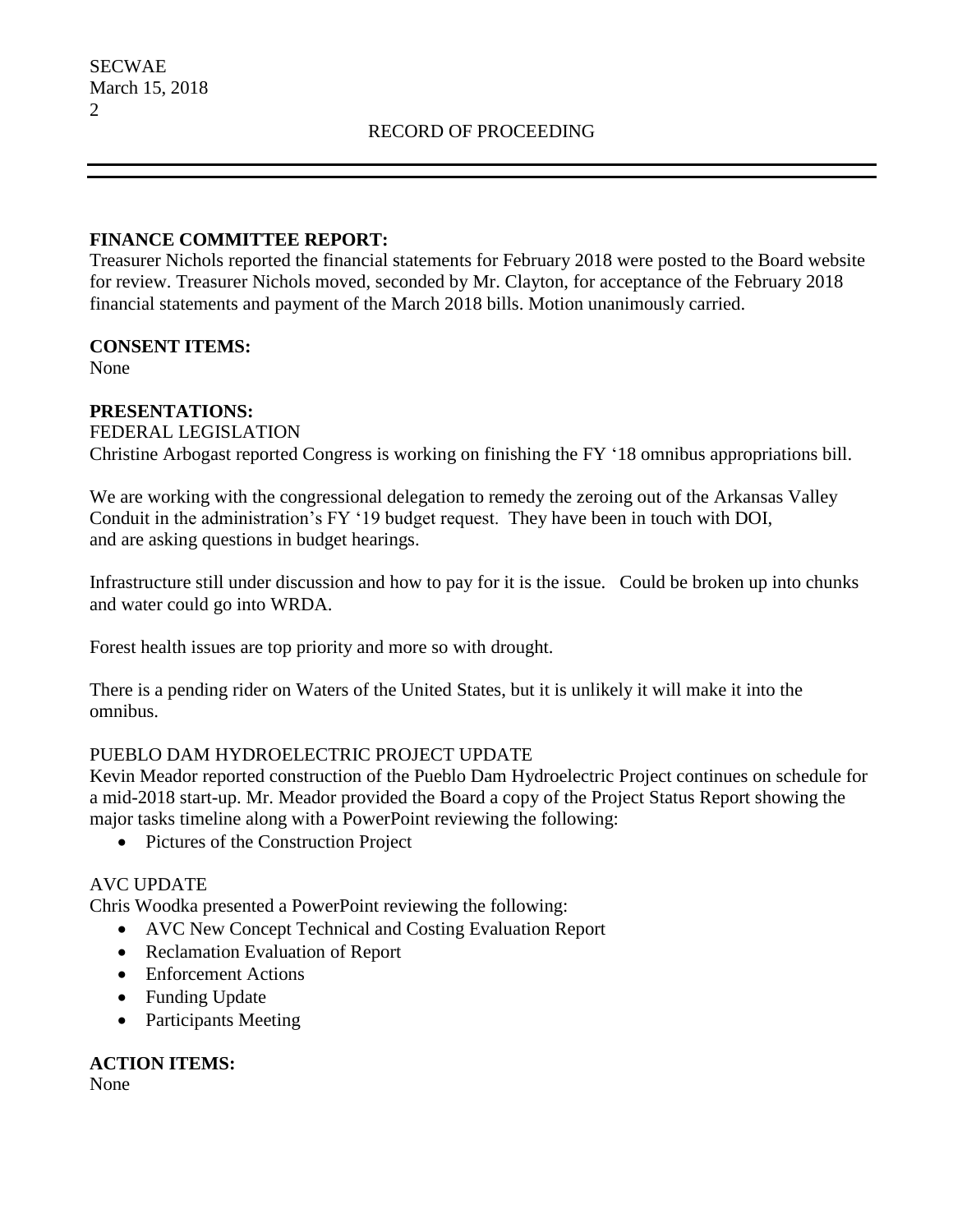**FINANCE COMMITTEE REPORT:**
Treasurer Nichols reported the financial statements for February 2018 were posted to the Board website for review. Treasurer Nichols moved, seconded by Mr. Clayton, for acceptance of the February 2018 financial statements and payment of the March 2018 bills. Motion unanimously carried.

**CONSENT ITEMS:**
None

**PRESENTATIONS:**
FEDERAL LEGISLATION
Christine Arbogast reported Congress is working on finishing the FY '18 omnibus appropriations bill.

We are working with the congressional delegation to remedy the zeroing out of the Arkansas Valley Conduit in the administration's FY '19 budget request. They have been in touch with DOI, and are asking questions in budget hearings.

Infrastructure still under discussion and how to pay for it is the issue. Could be broken up into chunks and water could go into WRDA.

Forest health issues are top priority and more so with drought.

There is a pending rider on Waters of the United States, but it is unlikely it will make it into the omnibus.

PUEBLO DAM HYDROELECTRIC PROJECT UPDATE
Kevin Meador reported construction of the Pueblo Dam Hydroelectric Project continues on schedule for a mid-2018 start-up. Mr. Meador provided the Board a copy of the Project Status Report showing the major tasks timeline along with a PowerPoint reviewing the following:

- Pictures of the Construction Project

AVC UPDATE
Chris Woodka presented a PowerPoint reviewing the following:

- AVC New Concept Technical and Costing Evaluation Report
- Reclamation Evaluation of Report
- Enforcement Actions
- Funding Update
- Participants Meeting

**ACTION ITEMS:**
None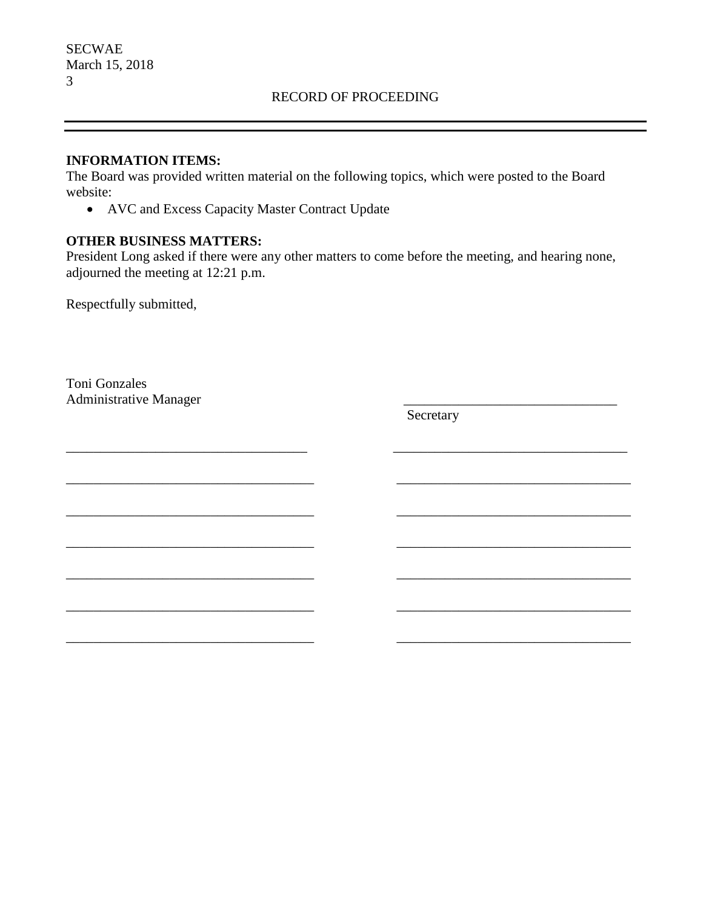RECORD OF PROCEEDING

**INFORMATION ITEMS:**
The Board was provided written material on the following topics, which were posted to the Board website:

- AVC and Excess Capacity Master Contract Update

**OTHER BUSINESS MATTERS:**
President Long asked if there were any other matters to come before the meeting, and hearing none, adjourned the meeting at 12:21 p.m.

Respectfully submitted,

Toni Gonzales
Administrative Manager

\_\_\_\_\_\_\_\_\_\_\_\_\_\_\_\_\_\_\_\_\_\_\_\_\_\_\_\_\_\_\_
Secretary

| | |
|---|---|
| \_\_\_\_\_\_\_\_\_\_\_\_\_\_\_\_\_\_\_\_\_\_\_\_\_\_\_\_\_\_\_ | \_\_\_\_\_\_\_\_\_\_\_\_\_\_\_\_\_\_\_\_\_\_\_\_\_\_\_\_\_\_\_ |
| \_\_\_\_\_\_\_\_\_\_\_\_\_\_\_\_\_\_\_\_\_\_\_\_\_\_\_\_\_\_\_ | \_\_\_\_\_\_\_\_\_\_\_\_\_\_\_\_\_\_\_\_\_\_\_\_\_\_\_\_\_\_\_ |
| \_\_\_\_\_\_\_\_\_\_\_\_\_\_\_\_\_\_\_\_\_\_\_\_\_\_\_\_\_\_\_ | \_\_\_\_\_\_\_\_\_\_\_\_\_\_\_\_\_\_\_\_\_\_\_\_\_\_\_\_\_\_\_ |
| \_\_\_\_\_\_\_\_\_\_\_\_\_\_\_\_\_\_\_\_\_\_\_\_\_\_\_\_\_\_\_ | \_\_\_\_\_\_\_\_\_\_\_\_\_\_\_\_\_\_\_\_\_\_\_\_\_\_\_\_\_\_\_ |
| \_\_\_\_\_\_\_\_\_\_\_\_\_\_\_\_\_\_\_\_\_\_\_\_\_\_\_\_\_\_\_ | \_\_\_\_\_\_\_\_\_\_\_\_\_\_\_\_\_\_\_\_\_\_\_\_\_\_\_\_\_\_\_ |
| \_\_\_\_\_\_\_\_\_\_\_\_\_\_\_\_\_\_\_\_\_\_\_\_\_\_\_\_\_\_\_ | \_\_\_\_\_\_\_\_\_\_\_\_\_\_\_\_\_\_\_\_\_\_\_\_\_\_\_\_\_\_\_ |
| \_\_\_\_\_\_\_\_\_\_\_\_\_\_\_\_\_\_\_\_\_\_\_\_\_\_\_\_\_\_\_ | \_\_\_\_\_\_\_\_\_\_\_\_\_\_\_\_\_\_\_\_\_\_\_\_\_\_\_\_\_\_\_ |